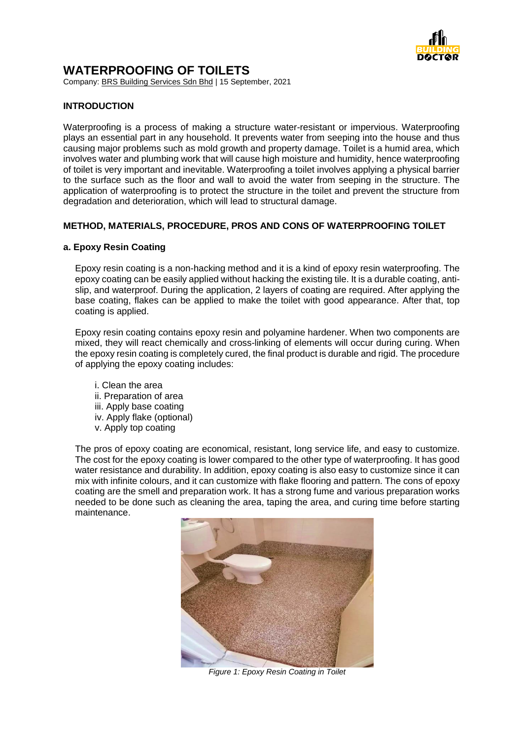# WATERPROOFING OF TOILETS

Company: BRS Building Services Sdn Bhd | 15 September, 2021

## INTRODUCTION

Waterproofing is a process of making a structure water-resistant or impervious. Waterproofing plays an essential part in any household. It prevents water from seeping into the house and thus causing major problems such as mold growth and property damage. Toilet is a humid area, which involves water and plumbing work that will cause high moisture and humidity, hence waterproofing of toilet is very important and inevitable. Waterproofing a toilet involves applying a physical barrier to the surface such as the floor and wall to avoid the water from seeping in the structure. The application of waterproofing is to protect the structure in the toilet and prevent the structure from degradation and deterioration, which will lead to structural damage.

## METHOD, MATERIALS, PROCEDURE, PROS AND CONS OF WATERPROOFING TOILET

### a. Epoxy Resin Coating

Epoxy resin coating is a non-hacking method and it is a kind of epoxy resin waterproofing. The epoxy coating can be easily applied without hacking the existing tile. It is a durable coating, anti-slip, and waterproof. During the application, 2 layers of coating are required. After applying the base coating, flakes can be applied to make the toilet with good appearance. After that, top coating is applied.

Epoxy resin coating contains epoxy resin and polyamine hardener. When two components are mixed, they will react chemically and cross-linking of elements will occur during curing. When the epoxy resin coating is completely cured, the final product is durable and rigid. The procedure of applying the epoxy coating includes:

i. Clean the area
ii. Preparation of area
iii. Apply base coating
iv. Apply flake (optional)
v. Apply top coating

The pros of epoxy coating are economical, resistant, long service life, and easy to customize. The cost for the epoxy coating is lower compared to the other type of waterproofing. It has good water resistance and durability. In addition, epoxy coating is also easy to customize since it can mix with infinite colours, and it can customize with flake flooring and pattern. The cons of epoxy coating are the smell and preparation work. It has a strong fume and various preparation works needed to be done such as cleaning the area, taping the area, and curing time before starting maintenance.

*Figure 1: Epoxy Resin Coating in Toilet*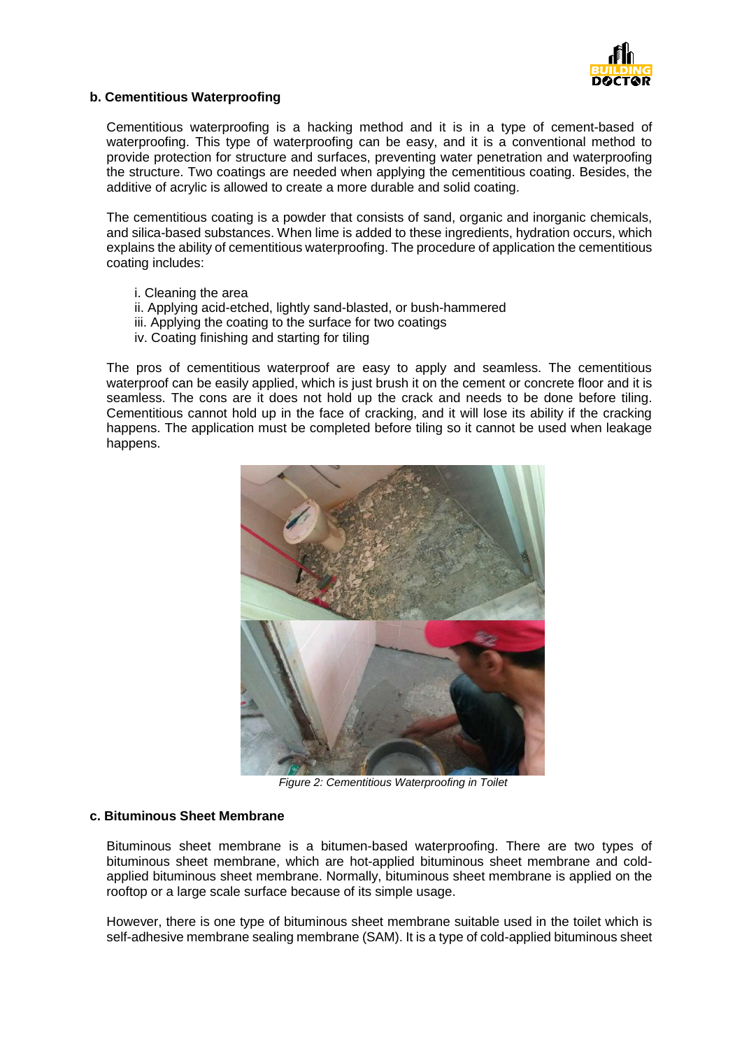### b. Cementitious Waterproofing

Cementitious waterproofing is a hacking method and it is in a type of cement-based of waterproofing. This type of waterproofing can be easy, and it is a conventional method to provide protection for structure and surfaces, preventing water penetration and waterproofing the structure. Two coatings are needed when applying the cementitious coating. Besides, the additive of acrylic is allowed to create a more durable and solid coating.

The cementitious coating is a powder that consists of sand, organic and inorganic chemicals, and silica-based substances. When lime is added to these ingredients, hydration occurs, which explains the ability of cementitious waterproofing. The procedure of application the cementitious coating includes:

i. Cleaning the area
ii. Applying acid-etched, lightly sand-blasted, or bush-hammered
iii. Applying the coating to the surface for two coatings
iv. Coating finishing and starting for tiling

The pros of cementitious waterproof are easy to apply and seamless. The cementitious waterproof can be easily applied, which is just brush it on the cement or concrete floor and it is seamless. The cons are it does not hold up the crack and needs to be done before tiling. Cementitious cannot hold up in the face of cracking, and it will lose its ability if the cracking happens. The application must be completed before tiling so it cannot be used when leakage happens.

*Figure 2: Cementitious Waterproofing in Toilet*

### c. Bituminous Sheet Membrane

Bituminous sheet membrane is a bitumen-based waterproofing. There are two types of bituminous sheet membrane, which are hot-applied bituminous sheet membrane and cold-applied bituminous sheet membrane. Normally, bituminous sheet membrane is applied on the rooftop or a large scale surface because of its simple usage.

However, there is one type of bituminous sheet membrane suitable used in the toilet which is self-adhesive membrane sealing membrane (SAM). It is a type of cold-applied bituminous sheet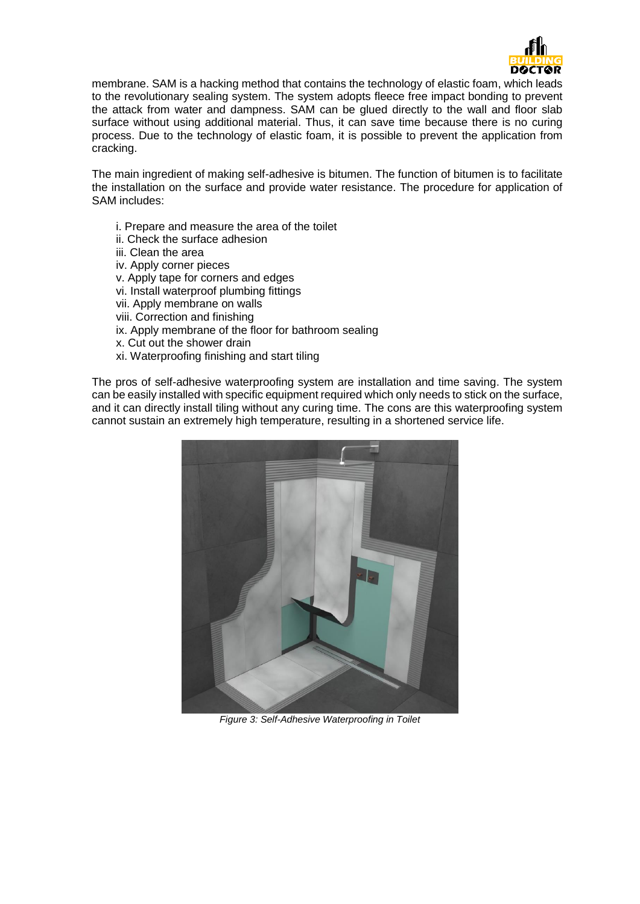membrane. SAM is a hacking method that contains the technology of elastic foam, which leads to the revolutionary sealing system. The system adopts fleece free impact bonding to prevent the attack from water and dampness. SAM can be glued directly to the wall and floor slab surface without using additional material. Thus, it can save time because there is no curing process. Due to the technology of elastic foam, it is possible to prevent the application from cracking.

The main ingredient of making self-adhesive is bitumen. The function of bitumen is to facilitate the installation on the surface and provide water resistance. The procedure for application of SAM includes:

i. Prepare and measure the area of the toilet
ii. Check the surface adhesion
iii. Clean the area
iv. Apply corner pieces
v. Apply tape for corners and edges
vi. Install waterproof plumbing fittings
vii. Apply membrane on walls
viii. Correction and finishing
ix. Apply membrane of the floor for bathroom sealing
x. Cut out the shower drain
xi. Waterproofing finishing and start tiling

The pros of self-adhesive waterproofing system are installation and time saving. The system can be easily installed with specific equipment required which only needs to stick on the surface, and it can directly install tiling without any curing time. The cons are this waterproofing system cannot sustain an extremely high temperature, resulting in a shortened service life.

*Figure 3: Self-Adhesive Waterproofing in Toilet*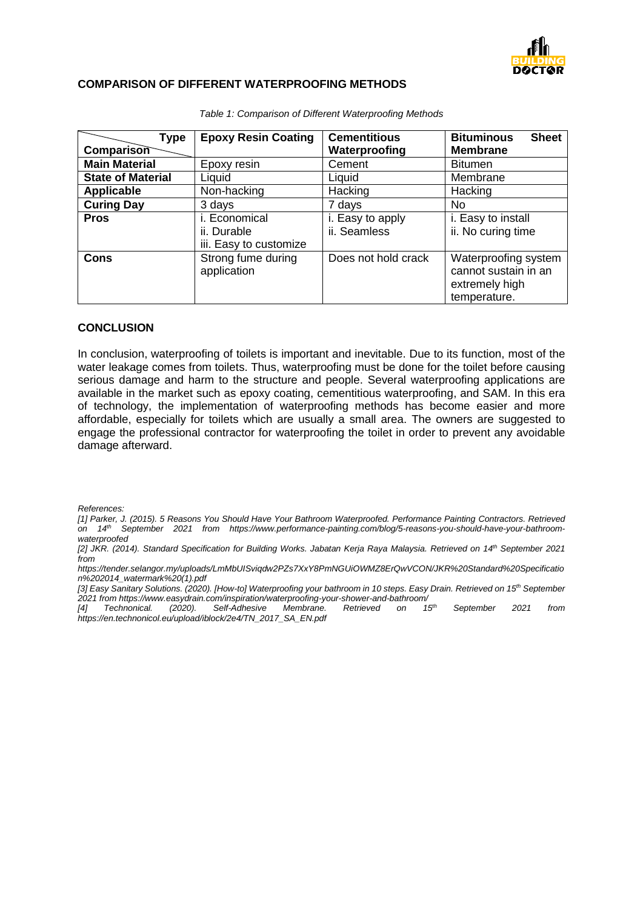## COMPARISON OF DIFFERENT WATERPROOFING METHODS

*Table 1: Comparison of Different Waterproofing Methods*

| Type / Comparison | Epoxy Resin Coating | Cementitious Waterproofing | Bituminous Sheet Membrane |
|---|---|---|---|
| **Main Material** | Epoxy resin | Cement | Bitumen |
| **State of Material** | Liquid | Liquid | Membrane |
| **Applicable** | Non-hacking | Hacking | Hacking |
| **Curing Day** | 3 days | 7 days | No |
| **Pros** | i. Economical<br>ii. Durable<br>iii. Easy to customize | i. Easy to apply<br>ii. Seamless | i. Easy to install<br>ii. No curing time |
| **Cons** | Strong fume during application | Does not hold crack | Waterproofing system cannot sustain in an extremely high temperature. |

## CONCLUSION

In conclusion, waterproofing of toilets is important and inevitable. Due to its function, most of the water leakage comes from toilets. Thus, waterproofing must be done for the toilet before causing serious damage and harm to the structure and people. Several waterproofing applications are available in the market such as epoxy coating, cementitious waterproofing, and SAM. In this era of technology, the implementation of waterproofing methods has become easier and more affordable, especially for toilets which are usually a small area. The owners are suggested to engage the professional contractor for waterproofing the toilet in order to prevent any avoidable damage afterward.

*References:*

*[1] Parker, J. (2015). 5 Reasons You Should Have Your Bathroom Waterproofed. Performance Painting Contractors. Retrieved on 14th September 2021 from https://www.performance-painting.com/blog/5-reasons-you-should-have-your-bathroom-waterproofed*

*[2] JKR. (2014). Standard Specification for Building Works. Jabatan Kerja Raya Malaysia. Retrieved on 14th September 2021 from https://tender.selangor.my/uploads/LmMbUISviqdw2PZs7XxY8PmNGUiOWMZ8ErQwVCON/JKR%20Standard%20Specification%202014_watermark%20(1).pdf*

*[3] Easy Sanitary Solutions. (2020). [How-to] Waterproofing your bathroom in 10 steps. Easy Drain. Retrieved on 15th September 2021 from https://www.easydrain.com/inspiration/waterproofing-your-shower-and-bathroom/*

*[4] Technonical. (2020). Self-Adhesive Membrane. Retrieved on 15th September 2021 from https://en.technonicol.eu/upload/iblock/2e4/TN_2017_SA_EN.pdf*